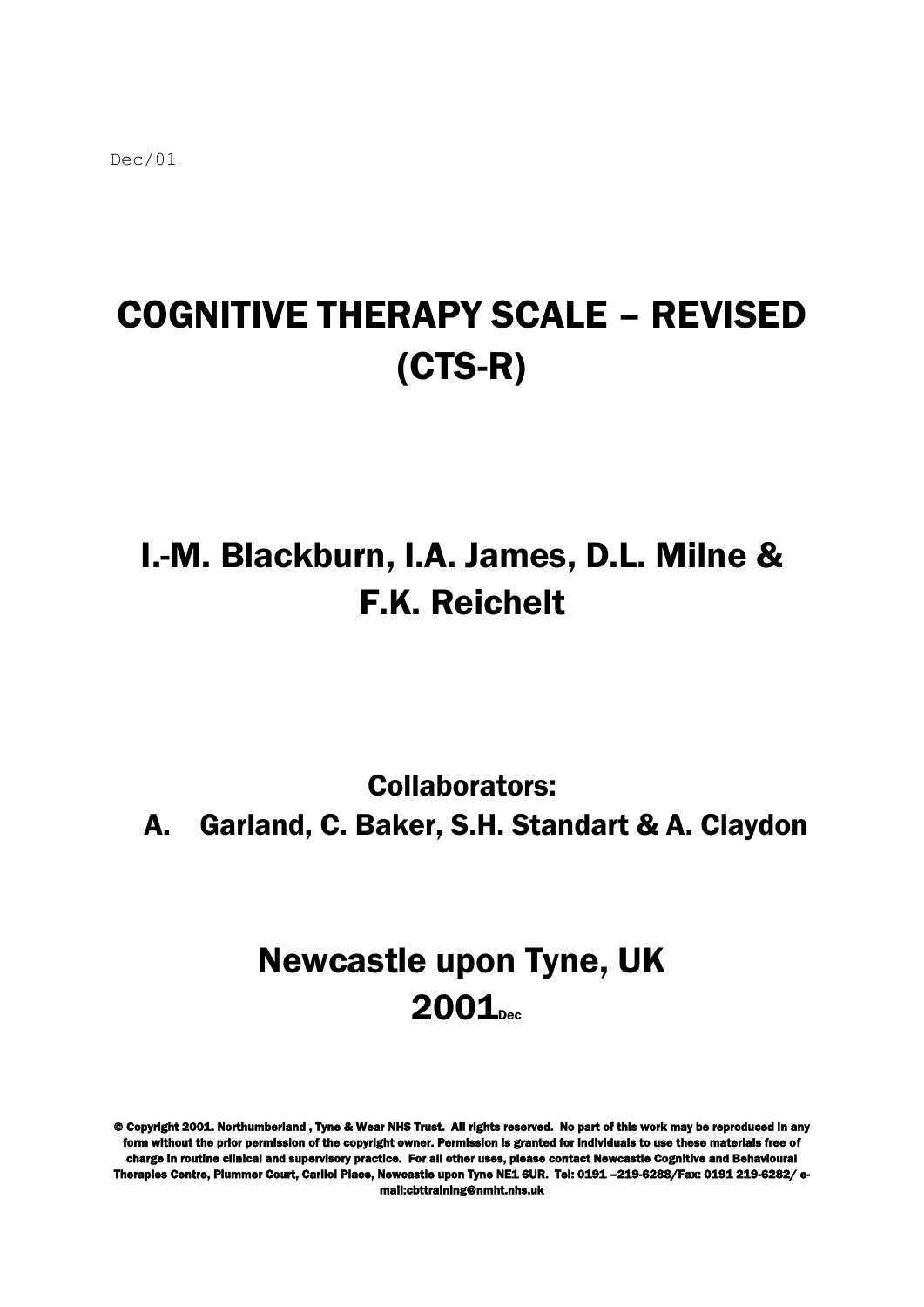Dec/01

# COGNITIVE THERAPY SCALE – REVISED (CTS-R)

## I.-M. Blackburn, I.A. James, D.L. Milne & F.K. Reichelt

### Collaborators:

### A. Garland, C. Baker, S.H. Standart & A. Claydon

## Newcastle upon Tyne, UK

## 2001 Dec

© Copyright 2001. Northumberland , Tyne & Wear NHS Trust. All rights reserved. No part of this work may be reproduced in any form without the prior permission of the copyright owner. Permission is granted for individuals to use these materials free of charge in routine clinical and supervisory practice. For all other uses, please contact Newcastle Cognitive and Behavioural Therapies Centre, Plummer Court, Carliol Place, Newcastle upon Tyne NE1 6UR. Tel: 0191 –219-6288/Fax: 0191 219-6282/ e-mail:cbttraining@nmht.nhs.uk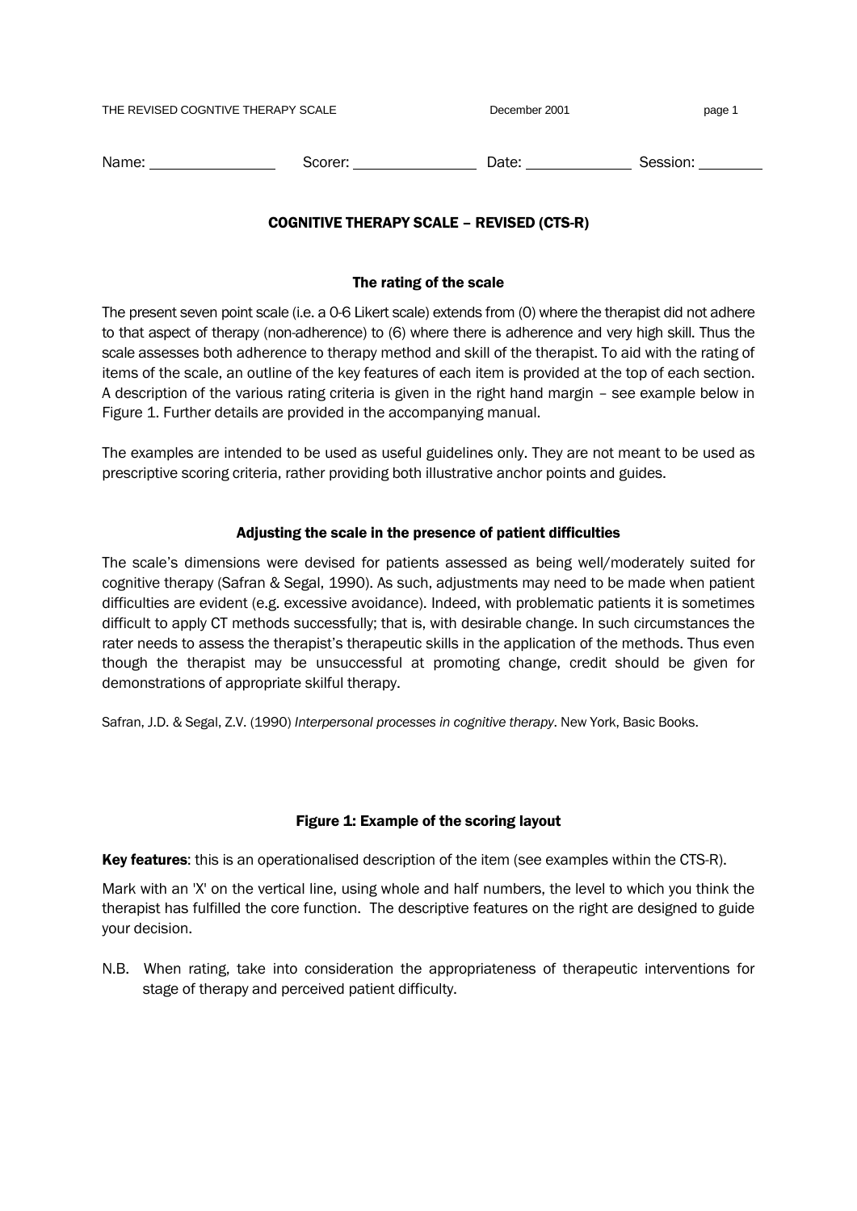Name: ________________ Scorer: ________________ Date: ______________ Session: ________

## COGNITIVE THERAPY SCALE – REVISED (CTS-R)

### The rating of the scale

The present seven point scale (i.e. a 0-6 Likert scale) extends from (0) where the therapist did not adhere to that aspect of therapy (non-adherence) to (6) where there is adherence and very high skill. Thus the scale assesses both adherence to therapy method and skill of the therapist. To aid with the rating of items of the scale, an outline of the key features of each item is provided at the top of each section. A description of the various rating criteria is given in the right hand margin – see example below in Figure 1. Further details are provided in the accompanying manual.

The examples are intended to be used as useful guidelines only. They are not meant to be used as prescriptive scoring criteria, rather providing both illustrative anchor points and guides.

### Adjusting the scale in the presence of patient difficulties

The scale's dimensions were devised for patients assessed as being well/moderately suited for cognitive therapy (Safran & Segal, 1990). As such, adjustments may need to be made when patient difficulties are evident (e.g. excessive avoidance). Indeed, with problematic patients it is sometimes difficult to apply CT methods successfully; that is, with desirable change. In such circumstances the rater needs to assess the therapist's therapeutic skills in the application of the methods. Thus even though the therapist may be unsuccessful at promoting change, credit should be given for demonstrations of appropriate skilful therapy.

Safran, J.D. & Segal, Z.V. (1990) *Interpersonal processes in cognitive therapy*. New York, Basic Books.

### Figure 1: Example of the scoring layout

**Key features**: this is an operationalised description of the item (see examples within the CTS-R).

Mark with an 'X' on the vertical line, using whole and half numbers, the level to which you think the therapist has fulfilled the core function. The descriptive features on the right are designed to guide your decision.

N.B. When rating, take into consideration the appropriateness of therapeutic interventions for stage of therapy and perceived patient difficulty.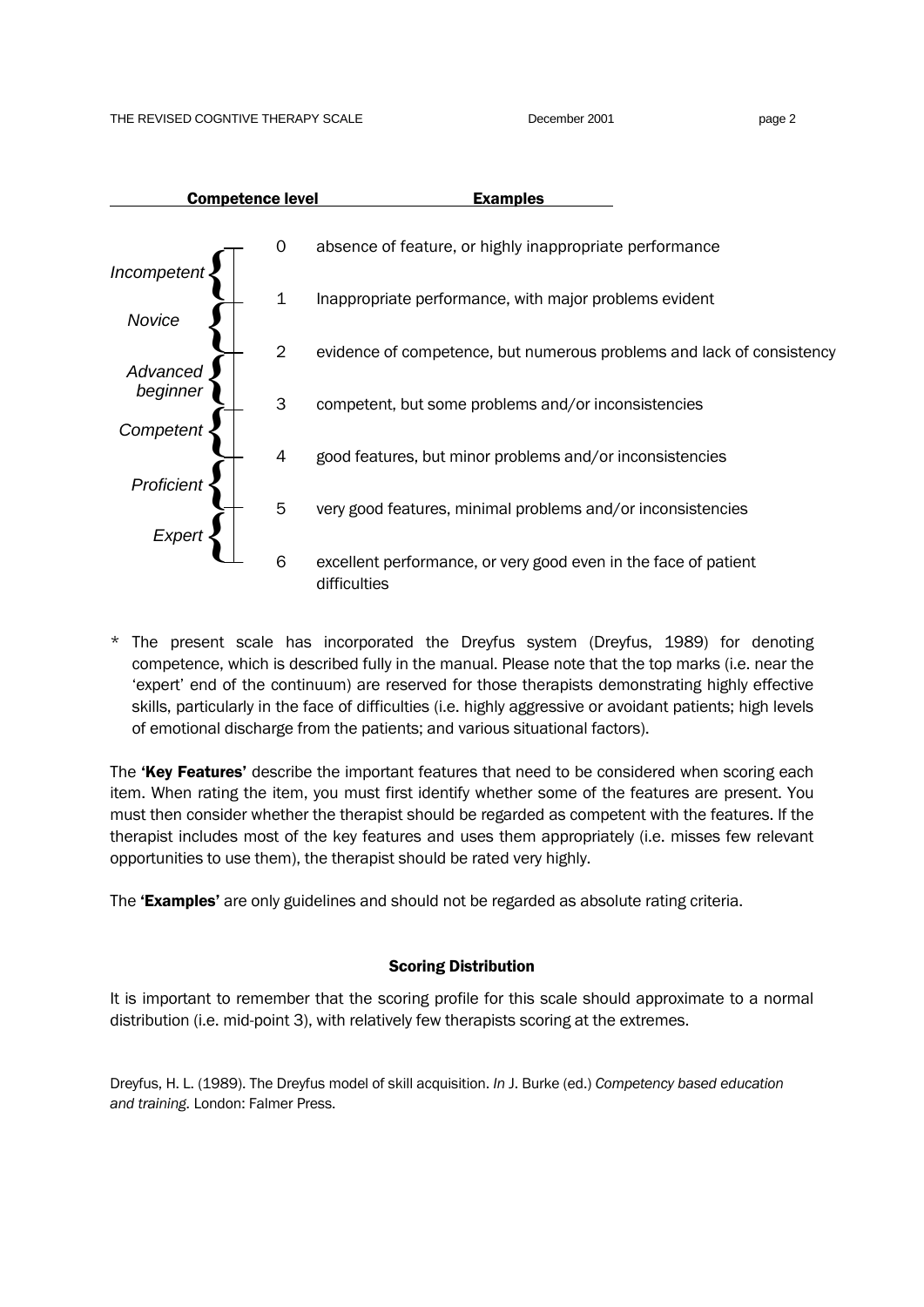| Competence level | | Examples |
| --- | --- | --- |
| *Incompetent* | 0 | absence of feature, or highly inappropriate performance |
| *Novice* | 1 | Inappropriate performance, with major problems evident |
| *Advanced beginner* | 2 | evidence of competence, but numerous problems and lack of consistency |
| *Competent* | 3 | competent, but some problems and/or inconsistencies |
| *Proficient* | 4 | good features, but minor problems and/or inconsistencies |
| *Expert* | 5 | very good features, minimal problems and/or inconsistencies |
| | 6 | excellent performance, or very good even in the face of patient difficulties |

\* The present scale has incorporated the Dreyfus system (Dreyfus, 1989) for denoting competence, which is described fully in the manual. Please note that the top marks (i.e. near the 'expert' end of the continuum) are reserved for those therapists demonstrating highly effective skills, particularly in the face of difficulties (i.e. highly aggressive or avoidant patients; high levels of emotional discharge from the patients; and various situational factors).

The **'Key Features'** describe the important features that need to be considered when scoring each item. When rating the item, you must first identify whether some of the features are present. You must then consider whether the therapist should be regarded as competent with the features. If the therapist includes most of the key features and uses them appropriately (i.e. misses few relevant opportunities to use them), the therapist should be rated very highly.

The **'Examples'** are only guidelines and should not be regarded as absolute rating criteria.

## Scoring Distribution

It is important to remember that the scoring profile for this scale should approximate to a normal distribution (i.e. mid-point 3), with relatively few therapists scoring at the extremes.

Dreyfus, H. L. (1989). The Dreyfus model of skill acquisition. *In* J. Burke (ed.) *Competency based education and training.* London: Falmer Press.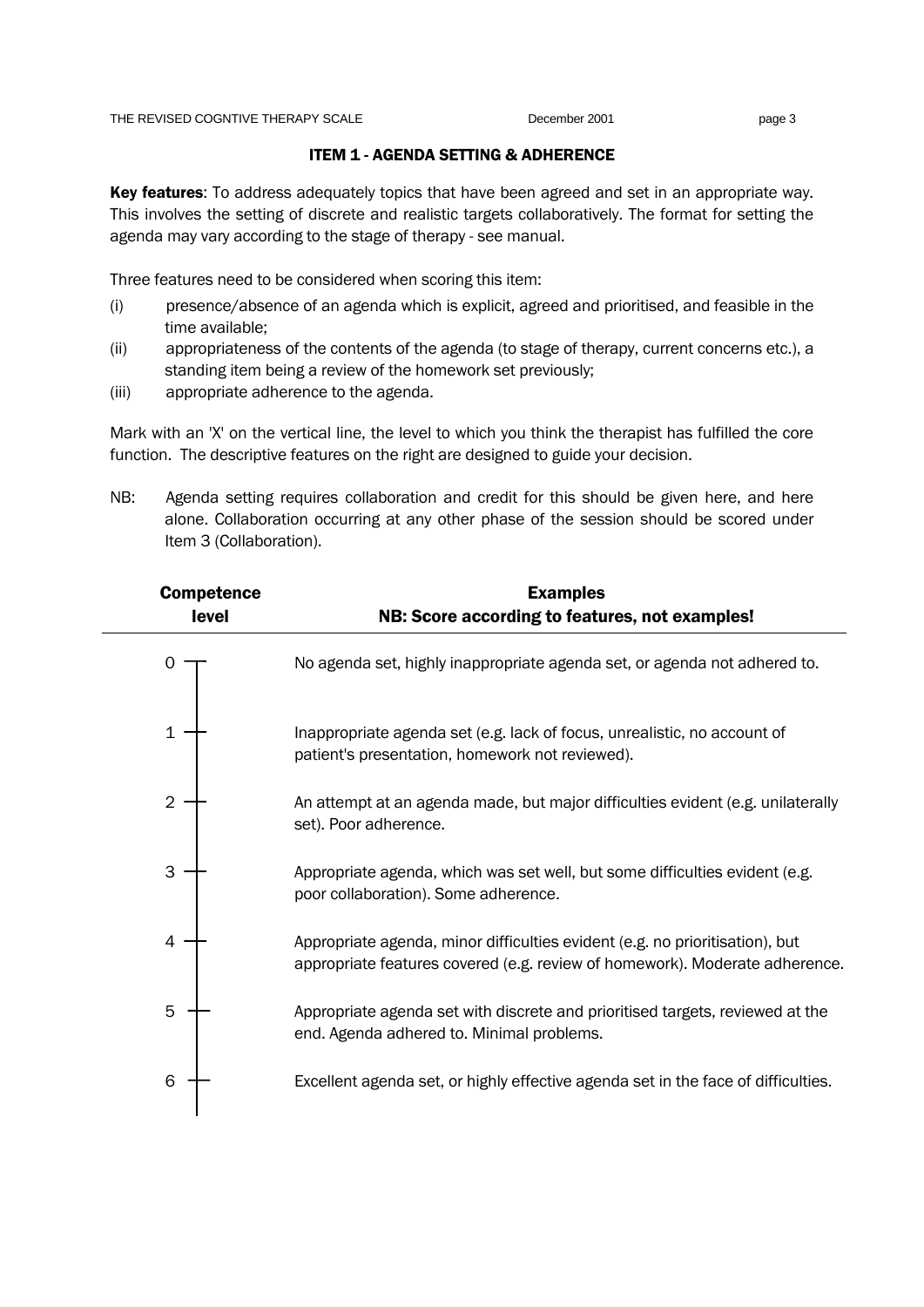## ITEM 1 - AGENDA SETTING & ADHERENCE

**Key features**: To address adequately topics that have been agreed and set in an appropriate way. This involves the setting of discrete and realistic targets collaboratively. The format for setting the agenda may vary according to the stage of therapy - see manual.

Three features need to be considered when scoring this item:

(i) presence/absence of an agenda which is explicit, agreed and prioritised, and feasible in the time available;

(ii) appropriateness of the contents of the agenda (to stage of therapy, current concerns etc.), a standing item being a review of the homework set previously;

(iii) appropriate adherence to the agenda.

Mark with an 'X' on the vertical line, the level to which you think the therapist has fulfilled the core function. The descriptive features on the right are designed to guide your decision.

NB: Agenda setting requires collaboration and credit for this should be given here, and here alone. Collaboration occurring at any other phase of the session should be scored under Item 3 (Collaboration).

| Competence level | Examples<br>NB: Score according to features, not examples! |
|---|---|
| 0 | No agenda set, highly inappropriate agenda set, or agenda not adhered to. |
| 1 | Inappropriate agenda set (e.g. lack of focus, unrealistic, no account of patient's presentation, homework not reviewed). |
| 2 | An attempt at an agenda made, but major difficulties evident (e.g. unilaterally set). Poor adherence. |
| 3 | Appropriate agenda, which was set well, but some difficulties evident (e.g. poor collaboration). Some adherence. |
| 4 | Appropriate agenda, minor difficulties evident (e.g. no prioritisation), but appropriate features covered (e.g. review of homework). Moderate adherence. |
| 5 | Appropriate agenda set with discrete and prioritised targets, reviewed at the end. Agenda adhered to. Minimal problems. |
| 6 | Excellent agenda set, or highly effective agenda set in the face of difficulties. |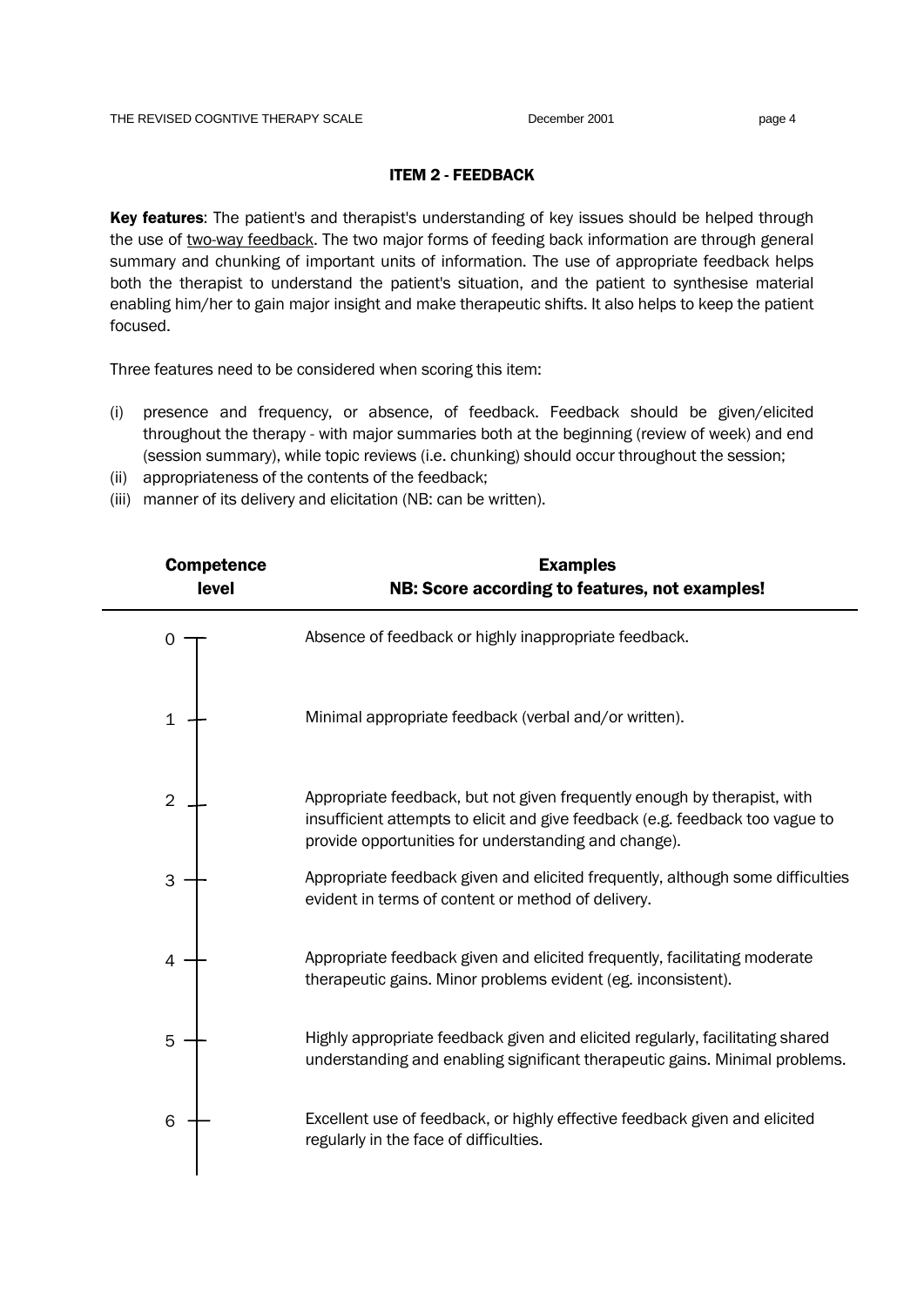## ITEM 2 - FEEDBACK

**Key features**: The patient's and therapist's understanding of key issues should be helped through the use of two-way feedback. The two major forms of feeding back information are through general summary and chunking of important units of information. The use of appropriate feedback helps both the therapist to understand the patient's situation, and the patient to synthesise material enabling him/her to gain major insight and make therapeutic shifts. It also helps to keep the patient focused.

Three features need to be considered when scoring this item:

(i) presence and frequency, or absence, of feedback. Feedback should be given/elicited throughout the therapy - with major summaries both at the beginning (review of week) and end (session summary), while topic reviews (i.e. chunking) should occur throughout the session;
(ii) appropriateness of the contents of the feedback;
(iii) manner of its delivery and elicitation (NB: can be written).

| Competence level | Examples<br>NB: Score according to features, not examples! |
|---|---|
| 0 | Absence of feedback or highly inappropriate feedback. |
| 1 | Minimal appropriate feedback (verbal and/or written). |
| 2 | Appropriate feedback, but not given frequently enough by therapist, with insufficient attempts to elicit and give feedback (e.g. feedback too vague to provide opportunities for understanding and change). |
| 3 | Appropriate feedback given and elicited frequently, although some difficulties evident in terms of content or method of delivery. |
| 4 | Appropriate feedback given and elicited frequently, facilitating moderate therapeutic gains. Minor problems evident (eg. inconsistent). |
| 5 | Highly appropriate feedback given and elicited regularly, facilitating shared understanding and enabling significant therapeutic gains. Minimal problems. |
| 6 | Excellent use of feedback, or highly effective feedback given and elicited regularly in the face of difficulties. |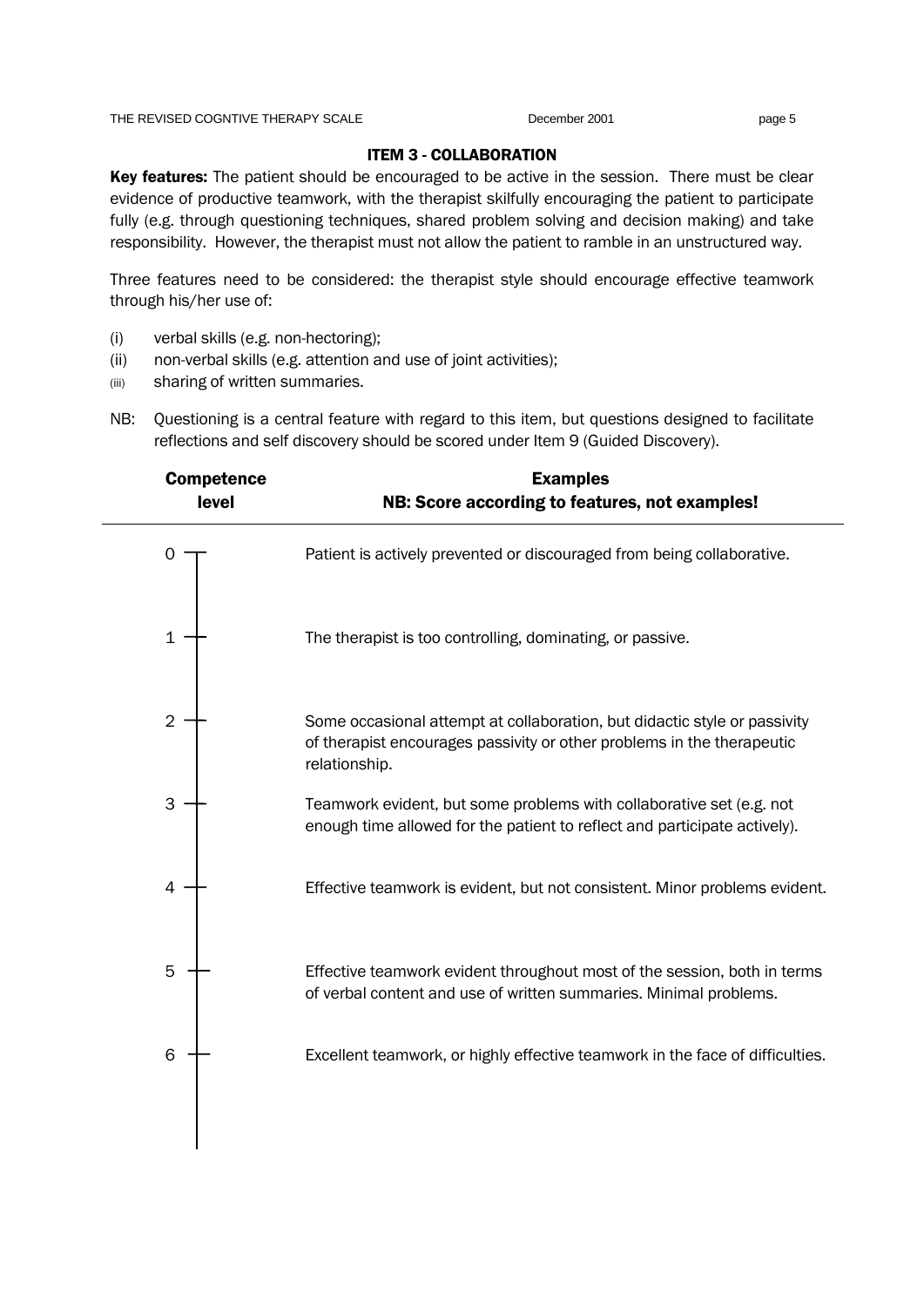### ITEM 3 - COLLABORATION

**Key features:** The patient should be encouraged to be active in the session. There must be clear evidence of productive teamwork, with the therapist skilfully encouraging the patient to participate fully (e.g. through questioning techniques, shared problem solving and decision making) and take responsibility. However, the therapist must not allow the patient to ramble in an unstructured way.

Three features need to be considered: the therapist style should encourage effective teamwork through his/her use of:

- (i) verbal skills (e.g. non-hectoring);
- (ii) non-verbal skills (e.g. attention and use of joint activities);
- (iii) sharing of written summaries.

NB: Questioning is a central feature with regard to this item, but questions designed to facilitate reflections and self discovery should be scored under Item 9 (Guided Discovery).

| Competence level | Examples<br>NB: Score according to features, not examples! |
|---|---|
| 0 | Patient is actively prevented or discouraged from being collaborative. |
| 1 | The therapist is too controlling, dominating, or passive. |
| 2 | Some occasional attempt at collaboration, but didactic style or passivity of therapist encourages passivity or other problems in the therapeutic relationship. |
| 3 | Teamwork evident, but some problems with collaborative set (e.g. not enough time allowed for the patient to reflect and participate actively). |
| 4 | Effective teamwork is evident, but not consistent. Minor problems evident. |
| 5 | Effective teamwork evident throughout most of the session, both in terms of verbal content and use of written summaries. Minimal problems. |
| 6 | Excellent teamwork, or highly effective teamwork in the face of difficulties. |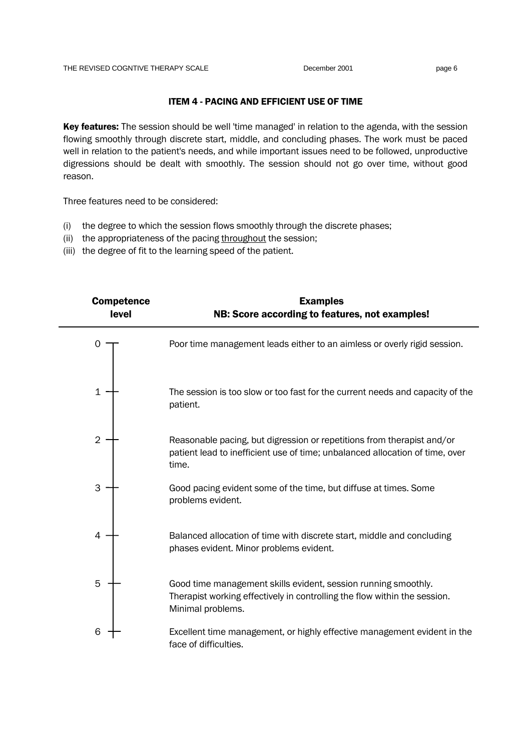## ITEM 4 - PACING AND EFFICIENT USE OF TIME

**Key features:** The session should be well 'time managed' in relation to the agenda, with the session flowing smoothly through discrete start, middle, and concluding phases. The work must be paced well in relation to the patient's needs, and while important issues need to be followed, unproductive digressions should be dealt with smoothly. The session should not go over time, without good reason.

Three features need to be considered:

(i) the degree to which the session flows smoothly through the discrete phases;
(ii) the appropriateness of the pacing throughout the session;
(iii) the degree of fit to the learning speed of the patient.

| Competence level | Examples<br>NB: Score according to features, not examples! |
|---|---|
| 0 | Poor time management leads either to an aimless or overly rigid session. |
| 1 | The session is too slow or too fast for the current needs and capacity of the patient. |
| 2 | Reasonable pacing, but digression or repetitions from therapist and/or patient lead to inefficient use of time; unbalanced allocation of time, over time. |
| 3 | Good pacing evident some of the time, but diffuse at times. Some problems evident. |
| 4 | Balanced allocation of time with discrete start, middle and concluding phases evident. Minor problems evident. |
| 5 | Good time management skills evident, session running smoothly. Therapist working effectively in controlling the flow within the session. Minimal problems. |
| 6 | Excellent time management, or highly effective management evident in the face of difficulties. |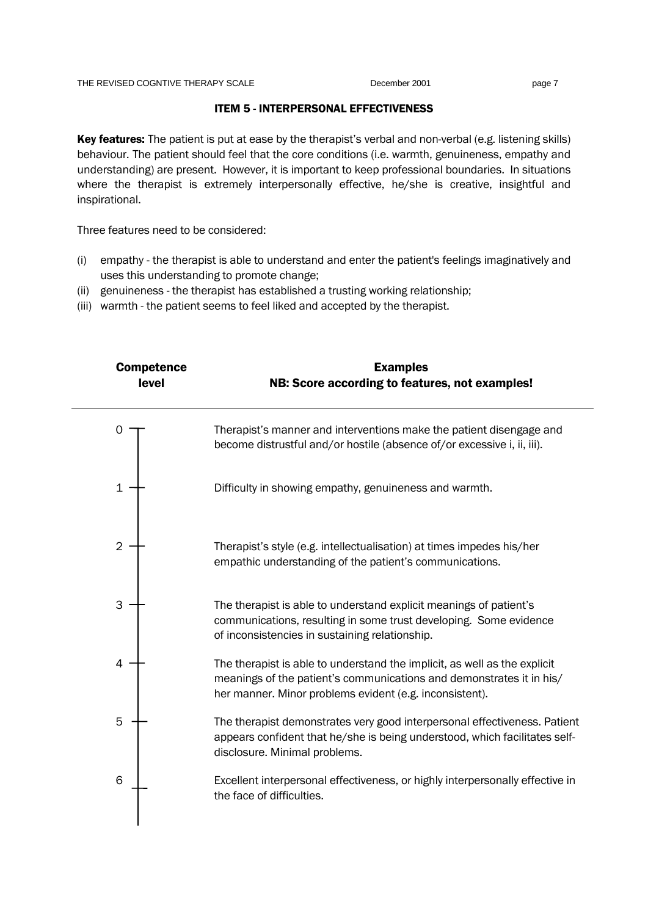## ITEM 5 - INTERPERSONAL EFFECTIVENESS

**Key features:** The patient is put at ease by the therapist's verbal and non-verbal (e.g. listening skills) behaviour. The patient should feel that the core conditions (i.e. warmth, genuineness, empathy and understanding) are present. However, it is important to keep professional boundaries. In situations where the therapist is extremely interpersonally effective, he/she is creative, insightful and inspirational.

Three features need to be considered:

(i) empathy - the therapist is able to understand and enter the patient's feelings imaginatively and uses this understanding to promote change;
(ii) genuineness - the therapist has established a trusting working relationship;
(iii) warmth - the patient seems to feel liked and accepted by the therapist.

| Competence level | Examples<br>**NB: Score according to features, not examples!** |
|---|---|
| 0 | Therapist's manner and interventions make the patient disengage and become distrustful and/or hostile (absence of/or excessive i, ii, iii). |
| 1 | Difficulty in showing empathy, genuineness and warmth. |
| 2 | Therapist's style (e.g. intellectualisation) at times impedes his/her empathic understanding of the patient's communications. |
| 3 | The therapist is able to understand explicit meanings of patient's communications, resulting in some trust developing. Some evidence of inconsistencies in sustaining relationship. |
| 4 | The therapist is able to understand the implicit, as well as the explicit meanings of the patient's communications and demonstrates it in his/her manner. Minor problems evident (e.g. inconsistent). |
| 5 | The therapist demonstrates very good interpersonal effectiveness. Patient appears confident that he/she is being understood, which facilitates self-disclosure. Minimal problems. |
| 6 | Excellent interpersonal effectiveness, or highly interpersonally effective in the face of difficulties. |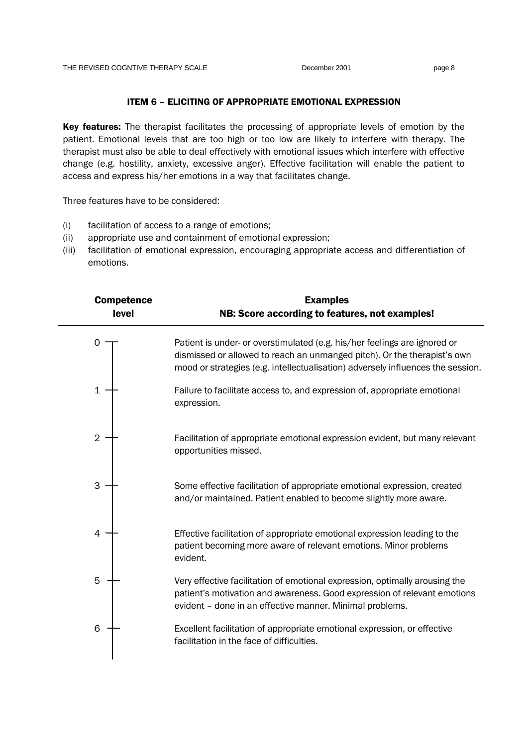## ITEM 6 – ELICITING OF APPROPRIATE EMOTIONAL EXPRESSION

**Key features:** The therapist facilitates the processing of appropriate levels of emotion by the patient. Emotional levels that are too high or too low are likely to interfere with therapy. The therapist must also be able to deal effectively with emotional issues which interfere with effective change (e.g. hostility, anxiety, excessive anger). Effective facilitation will enable the patient to access and express his/her emotions in a way that facilitates change.

Three features have to be considered:

(i) facilitation of access to a range of emotions;
(ii) appropriate use and containment of emotional expression;
(iii) facilitation of emotional expression, encouraging appropriate access and differentiation of emotions.

| Competence level | Examples<br>NB: Score according to features, not examples! |
|---|---|
| 0 | Patient is under- or overstimulated (e.g. his/her feelings are ignored or dismissed or allowed to reach an unmanged pitch). Or the therapist's own mood or strategies (e.g. intellectualisation) adversely influences the session. |
| 1 | Failure to facilitate access to, and expression of, appropriate emotional expression. |
| 2 | Facilitation of appropriate emotional expression evident, but many relevant opportunities missed. |
| 3 | Some effective facilitation of appropriate emotional expression, created and/or maintained. Patient enabled to become slightly more aware. |
| 4 | Effective facilitation of appropriate emotional expression leading to the patient becoming more aware of relevant emotions. Minor problems evident. |
| 5 | Very effective facilitation of emotional expression, optimally arousing the patient's motivation and awareness. Good expression of relevant emotions evident – done in an effective manner. Minimal problems. |
| 6 | Excellent facilitation of appropriate emotional expression, or effective facilitation in the face of difficulties. |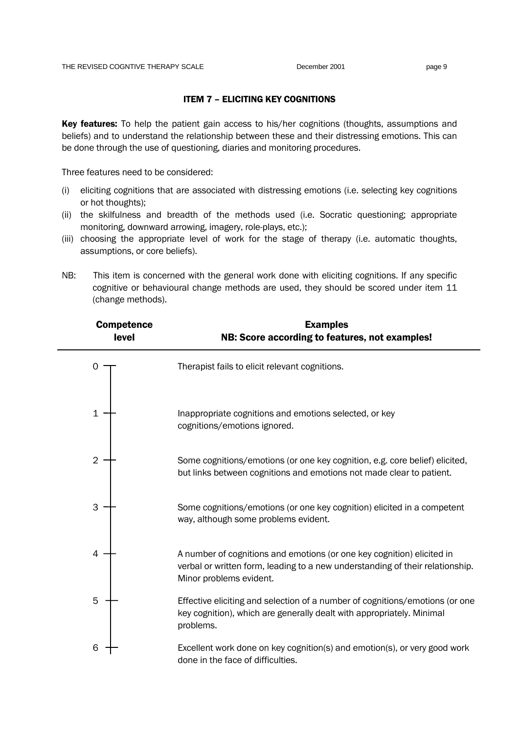## ITEM 7 – ELICITING KEY COGNITIONS

**Key features:** To help the patient gain access to his/her cognitions (thoughts, assumptions and beliefs) and to understand the relationship between these and their distressing emotions. This can be done through the use of questioning, diaries and monitoring procedures.

Three features need to be considered:

(i) eliciting cognitions that are associated with distressing emotions (i.e. selecting key cognitions or hot thoughts);
(ii) the skilfulness and breadth of the methods used (i.e. Socratic questioning; appropriate monitoring, downward arrowing, imagery, role-plays, etc.);
(iii) choosing the appropriate level of work for the stage of therapy (i.e. automatic thoughts, assumptions, or core beliefs).

NB: This item is concerned with the general work done with eliciting cognitions. If any specific cognitive or behavioural change methods are used, they should be scored under item 11 (change methods).

| Competence level | Examples<br>NB: Score according to features, not examples! |
|---|---|
| 0 | Therapist fails to elicit relevant cognitions. |
| 1 | Inappropriate cognitions and emotions selected, or key cognitions/emotions ignored. |
| 2 | Some cognitions/emotions (or one key cognition, e.g. core belief) elicited, but links between cognitions and emotions not made clear to patient. |
| 3 | Some cognitions/emotions (or one key cognition) elicited in a competent way, although some problems evident. |
| 4 | A number of cognitions and emotions (or one key cognition) elicited in verbal or written form, leading to a new understanding of their relationship. Minor problems evident. |
| 5 | Effective eliciting and selection of a number of cognitions/emotions (or one key cognition), which are generally dealt with appropriately. Minimal problems. |
| 6 | Excellent work done on key cognition(s) and emotion(s), or very good work done in the face of difficulties. |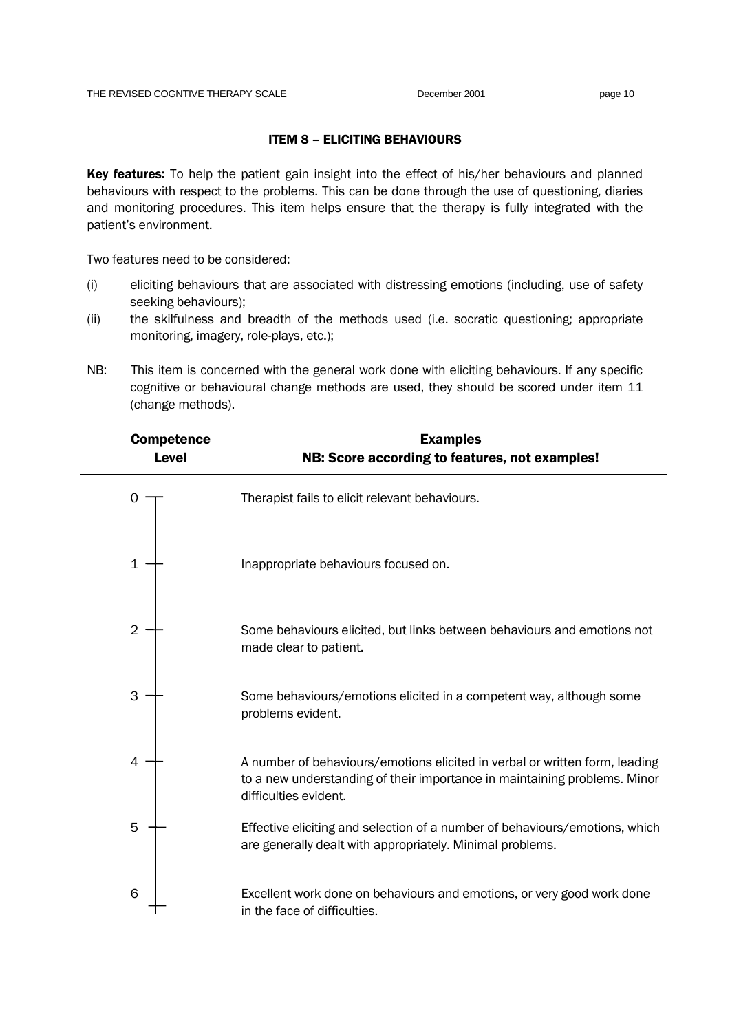### ITEM 8 – ELICITING BEHAVIOURS

**Key features:** To help the patient gain insight into the effect of his/her behaviours and planned behaviours with respect to the problems. This can be done through the use of questioning, diaries and monitoring procedures. This item helps ensure that the therapy is fully integrated with the patient's environment.

Two features need to be considered:

(i) eliciting behaviours that are associated with distressing emotions (including, use of safety seeking behaviours);

(ii) the skilfulness and breadth of the methods used (i.e. socratic questioning; appropriate monitoring, imagery, role-plays, etc.);

NB: This item is concerned with the general work done with eliciting behaviours. If any specific cognitive or behavioural change methods are used, they should be scored under item 11 (change methods).

| Competence Level | Examples<br>NB: Score according to features, not examples! |
|---|---|
| 0 | Therapist fails to elicit relevant behaviours. |
| 1 | Inappropriate behaviours focused on. |
| 2 | Some behaviours elicited, but links between behaviours and emotions not made clear to patient. |
| 3 | Some behaviours/emotions elicited in a competent way, although some problems evident. |
| 4 | A number of behaviours/emotions elicited in verbal or written form, leading to a new understanding of their importance in maintaining problems. Minor difficulties evident. |
| 5 | Effective eliciting and selection of a number of behaviours/emotions, which are generally dealt with appropriately. Minimal problems. |
| 6 | Excellent work done on behaviours and emotions, or very good work done in the face of difficulties. |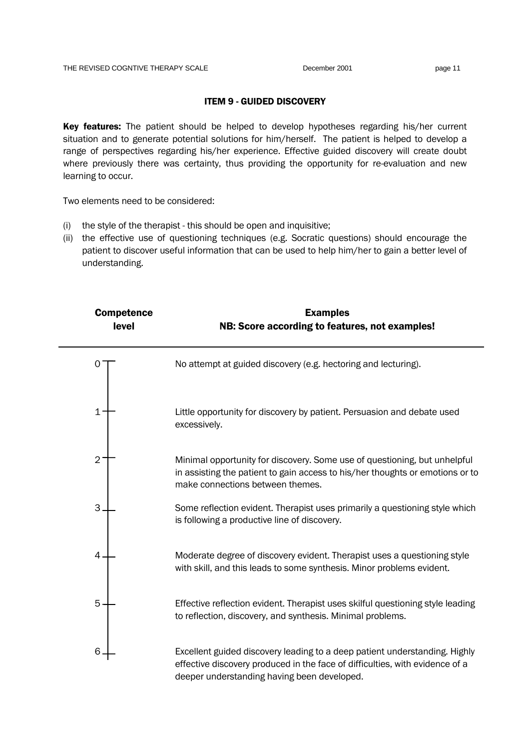### ITEM 9 - GUIDED DISCOVERY

**Key features:** The patient should be helped to develop hypotheses regarding his/her current situation and to generate potential solutions for him/herself. The patient is helped to develop a range of perspectives regarding his/her experience. Effective guided discovery will create doubt where previously there was certainty, thus providing the opportunity for re-evaluation and new learning to occur.

Two elements need to be considered:

(i) the style of the therapist - this should be open and inquisitive;
(ii) the effective use of questioning techniques (e.g. Socratic questions) should encourage the patient to discover useful information that can be used to help him/her to gain a better level of understanding.

| Competence level | Examples<br>NB: Score according to features, not examples! |
|---|---|
| 0 | No attempt at guided discovery (e.g. hectoring and lecturing). |
| 1 | Little opportunity for discovery by patient. Persuasion and debate used excessively. |
| 2 | Minimal opportunity for discovery. Some use of questioning, but unhelpful in assisting the patient to gain access to his/her thoughts or emotions or to make connections between themes. |
| 3 | Some reflection evident. Therapist uses primarily a questioning style which is following a productive line of discovery. |
| 4 | Moderate degree of discovery evident. Therapist uses a questioning style with skill, and this leads to some synthesis. Minor problems evident. |
| 5 | Effective reflection evident. Therapist uses skilful questioning style leading to reflection, discovery, and synthesis. Minimal problems. |
| 6 | Excellent guided discovery leading to a deep patient understanding. Highly effective discovery produced in the face of difficulties, with evidence of a deeper understanding having been developed. |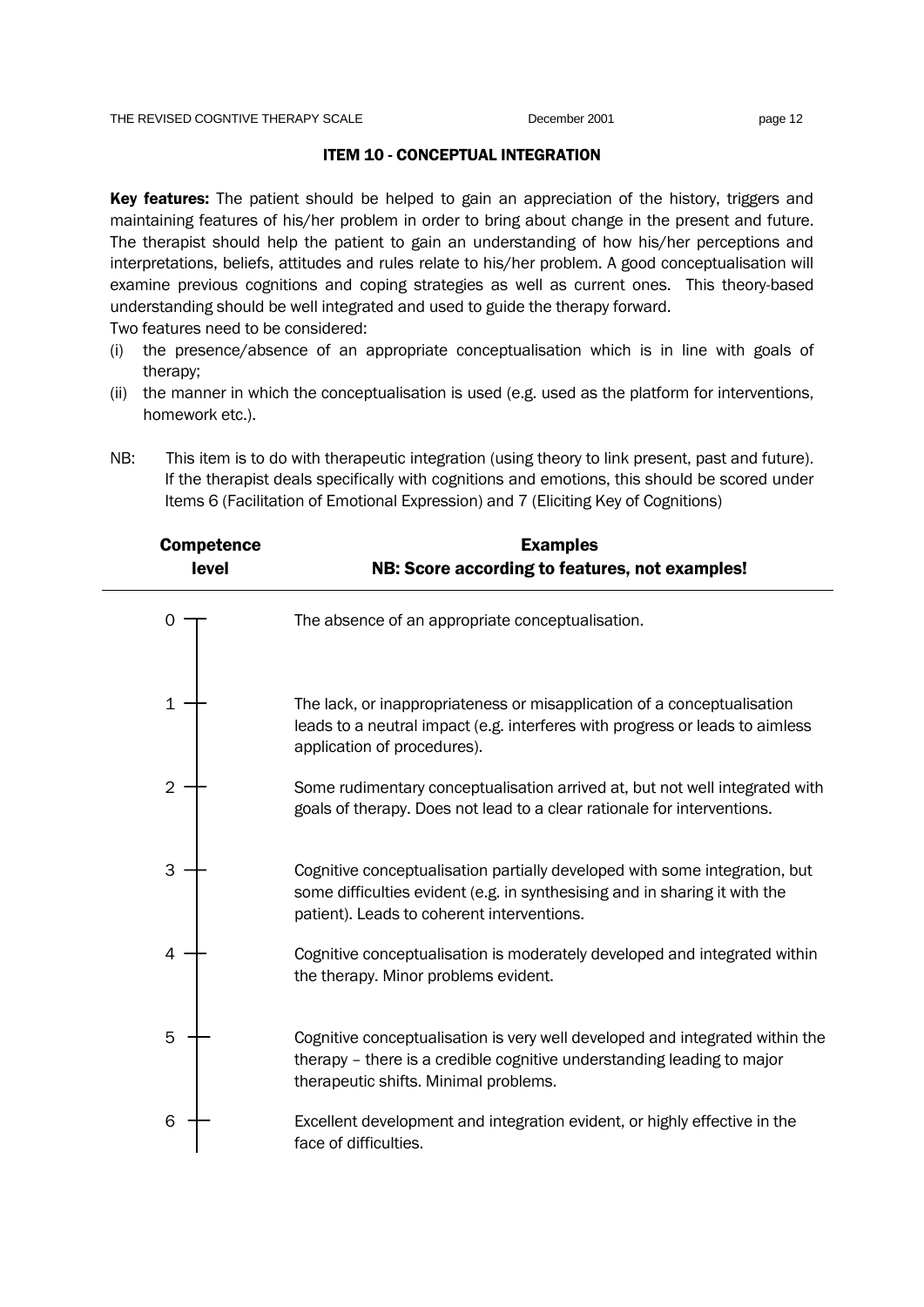## ITEM 10 - CONCEPTUAL INTEGRATION

**Key features:** The patient should be helped to gain an appreciation of the history, triggers and maintaining features of his/her problem in order to bring about change in the present and future. The therapist should help the patient to gain an understanding of how his/her perceptions and interpretations, beliefs, attitudes and rules relate to his/her problem. A good conceptualisation will examine previous cognitions and coping strategies as well as current ones. This theory-based understanding should be well integrated and used to guide the therapy forward.

Two features need to be considered:

(i) the presence/absence of an appropriate conceptualisation which is in line with goals of therapy;

(ii) the manner in which the conceptualisation is used (e.g. used as the platform for interventions, homework etc.).

NB: This item is to do with therapeutic integration (using theory to link present, past and future). If the therapist deals specifically with cognitions and emotions, this should be scored under Items 6 (Facilitation of Emotional Expression) and 7 (Eliciting Key of Cognitions)

| Competence level | Examples<br>NB: Score according to features, not examples! |
|---|---|
| 0 | The absence of an appropriate conceptualisation. |
| 1 | The lack, or inappropriateness or misapplication of a conceptualisation leads to a neutral impact (e.g. interferes with progress or leads to aimless application of procedures). |
| 2 | Some rudimentary conceptualisation arrived at, but not well integrated with goals of therapy. Does not lead to a clear rationale for interventions. |
| 3 | Cognitive conceptualisation partially developed with some integration, but some difficulties evident (e.g. in synthesising and in sharing it with the patient). Leads to coherent interventions. |
| 4 | Cognitive conceptualisation is moderately developed and integrated within the therapy. Minor problems evident. |
| 5 | Cognitive conceptualisation is very well developed and integrated within the therapy – there is a credible cognitive understanding leading to major therapeutic shifts. Minimal problems. |
| 6 | Excellent development and integration evident, or highly effective in the face of difficulties. |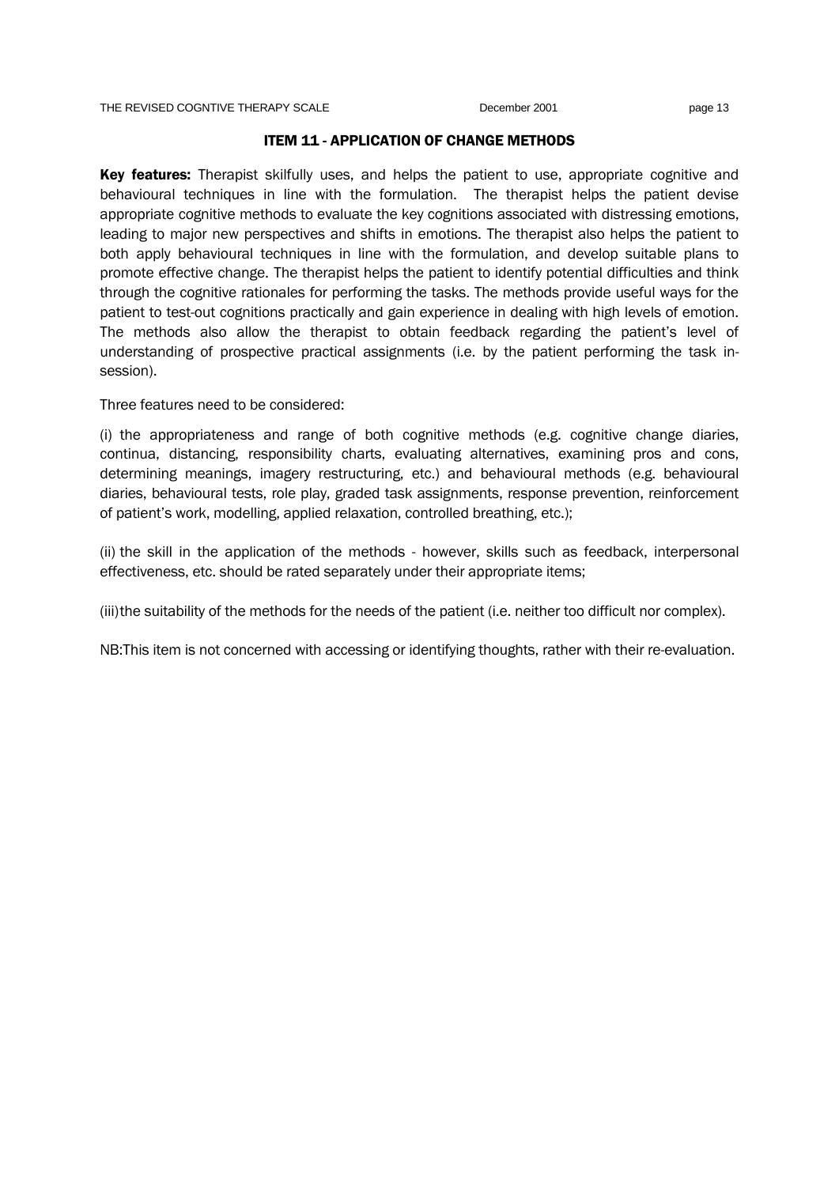## ITEM 11 - APPLICATION OF CHANGE METHODS

**Key features:** Therapist skilfully uses, and helps the patient to use, appropriate cognitive and behavioural techniques in line with the formulation. The therapist helps the patient devise appropriate cognitive methods to evaluate the key cognitions associated with distressing emotions, leading to major new perspectives and shifts in emotions. The therapist also helps the patient to both apply behavioural techniques in line with the formulation, and develop suitable plans to promote effective change. The therapist helps the patient to identify potential difficulties and think through the cognitive rationales for performing the tasks. The methods provide useful ways for the patient to test-out cognitions practically and gain experience in dealing with high levels of emotion. The methods also allow the therapist to obtain feedback regarding the patient's level of understanding of prospective practical assignments (i.e. by the patient performing the task in-session).

Three features need to be considered:

(i) the appropriateness and range of both cognitive methods (e.g. cognitive change diaries, continua, distancing, responsibility charts, evaluating alternatives, examining pros and cons, determining meanings, imagery restructuring, etc.) and behavioural methods (e.g. behavioural diaries, behavioural tests, role play, graded task assignments, response prevention, reinforcement of patient's work, modelling, applied relaxation, controlled breathing, etc.);

(ii) the skill in the application of the methods - however, skills such as feedback, interpersonal effectiveness, etc. should be rated separately under their appropriate items;

(iii) the suitability of the methods for the needs of the patient (i.e. neither too difficult nor complex).

NB: This item is not concerned with accessing or identifying thoughts, rather with their re-evaluation.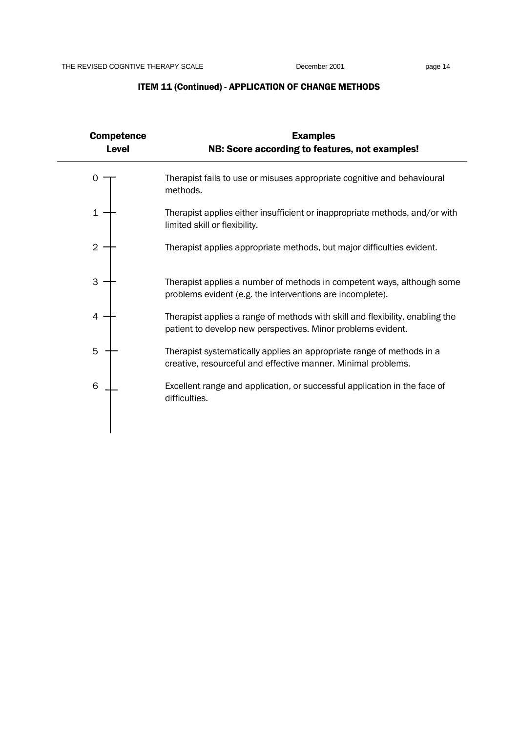## ITEM 11 (Continued) - APPLICATION OF CHANGE METHODS

| Competence Level | Examples<br>NB: Score according to features, not examples! |
| --- | --- |
| 0 | Therapist fails to use or misuses appropriate cognitive and behavioural methods. |
| 1 | Therapist applies either insufficient or inappropriate methods, and/or with limited skill or flexibility. |
| 2 | Therapist applies appropriate methods, but major difficulties evident. |
| 3 | Therapist applies a number of methods in competent ways, although some problems evident (e.g. the interventions are incomplete). |
| 4 | Therapist applies a range of methods with skill and flexibility, enabling the patient to develop new perspectives. Minor problems evident. |
| 5 | Therapist systematically applies an appropriate range of methods in a creative, resourceful and effective manner. Minimal problems. |
| 6 | Excellent range and application, or successful application in the face of difficulties. |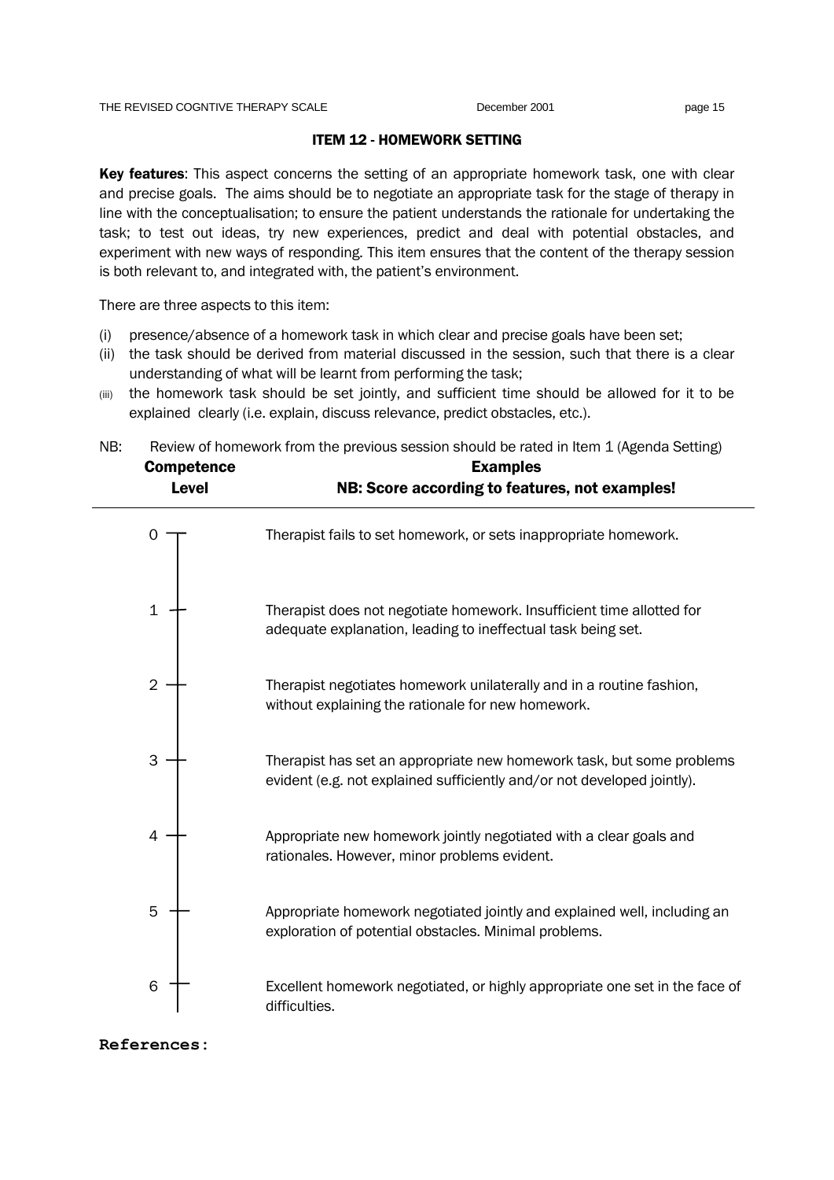### ITEM 12 - HOMEWORK SETTING

**Key features**: This aspect concerns the setting of an appropriate homework task, one with clear and precise goals. The aims should be to negotiate an appropriate task for the stage of therapy in line with the conceptualisation; to ensure the patient understands the rationale for undertaking the task; to test out ideas, try new experiences, predict and deal with potential obstacles, and experiment with new ways of responding. This item ensures that the content of the therapy session is both relevant to, and integrated with, the patient's environment.

There are three aspects to this item:

(i) presence/absence of a homework task in which clear and precise goals have been set;
(ii) the task should be derived from material discussed in the session, such that there is a clear understanding of what will be learnt from performing the task;
(iii) the homework task should be set jointly, and sufficient time should be allowed for it to be explained clearly (i.e. explain, discuss relevance, predict obstacles, etc.).

NB: Review of homework from the previous session should be rated in Item 1 (Agenda Setting)

| **Competence Level** | **Examples** **NB: Score according to features, not examples!** |
|---|---|
| 0 | Therapist fails to set homework, or sets inappropriate homework. |
| 1 | Therapist does not negotiate homework. Insufficient time allotted for adequate explanation, leading to ineffectual task being set. |
| 2 | Therapist negotiates homework unilaterally and in a routine fashion, without explaining the rationale for new homework. |
| 3 | Therapist has set an appropriate new homework task, but some problems evident (e.g. not explained sufficiently and/or not developed jointly). |
| 4 | Appropriate new homework jointly negotiated with a clear goals and rationales. However, minor problems evident. |
| 5 | Appropriate homework negotiated jointly and explained well, including an exploration of potential obstacles. Minimal problems. |
| 6 | Excellent homework negotiated, or highly appropriate one set in the face of difficulties. |

**References:**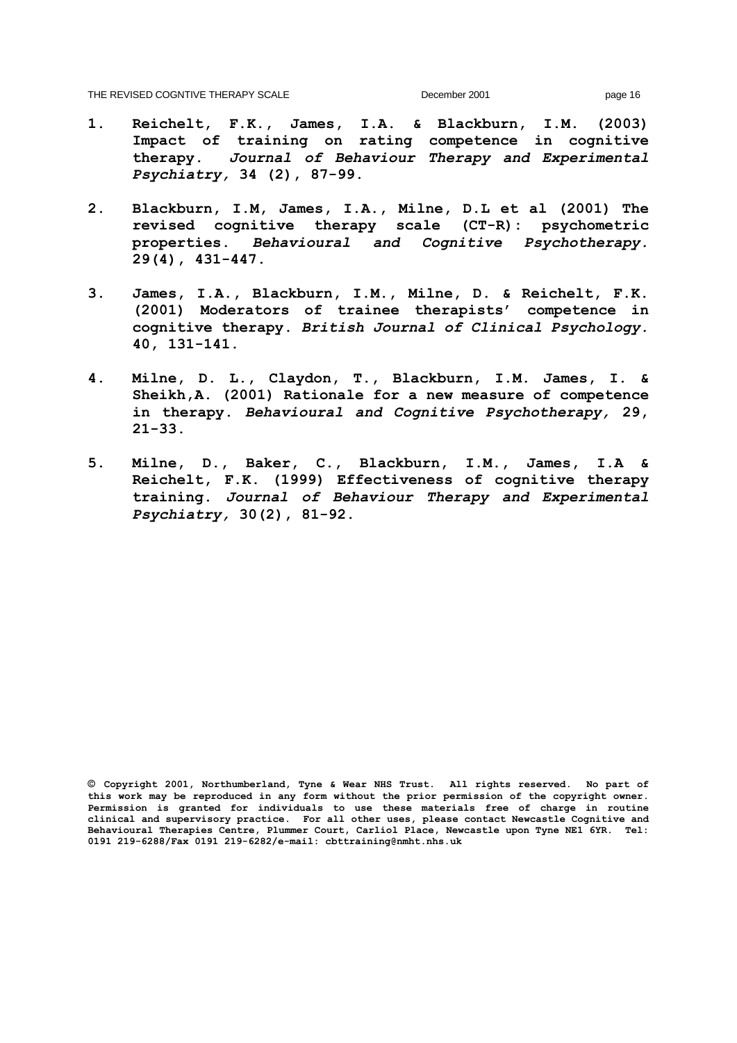1. **Reichelt, F.K., James, I.A. & Blackburn, I.M. (2003) Impact of training on rating competence in cognitive therapy. *Journal of Behaviour Therapy and Experimental Psychiatry,* 34 (2), 87-99.**

2. **Blackburn, I.M, James, I.A., Milne, D.L et al (2001) The revised cognitive therapy scale (CT-R): psychometric properties. *Behavioural and Cognitive Psychotherapy.* 29(4), 431-447.**

3. **James, I.A., Blackburn, I.M., Milne, D. & Reichelt, F.K. (2001) Moderators of trainee therapists' competence in cognitive therapy. *British Journal of Clinical Psychology.* 40, 131-141.**

4. **Milne, D. L., Claydon, T., Blackburn, I.M. James, I. & Sheikh,A. (2001) Rationale for a new measure of competence in therapy. *Behavioural and Cognitive Psychotherapy,* 29, 21-33.**

5. **Milne, D., Baker, C., Blackburn, I.M., James, I.A & Reichelt, F.K. (1999) Effectiveness of cognitive therapy training. *Journal of Behaviour Therapy and Experimental Psychiatry,* 30(2), 81-92.**

**© Copyright 2001, Northumberland, Tyne & Wear NHS Trust. All rights reserved. No part of this work may be reproduced in any form without the prior permission of the copyright owner. Permission is granted for individuals to use these materials free of charge in routine clinical and supervisory practice. For all other uses, please contact Newcastle Cognitive and Behavioural Therapies Centre, Plummer Court, Carliol Place, Newcastle upon Tyne NE1 6YR. Tel: 0191 219-6288/Fax 0191 219-6282/e-mail: cbttraining@nmht.nhs.uk**